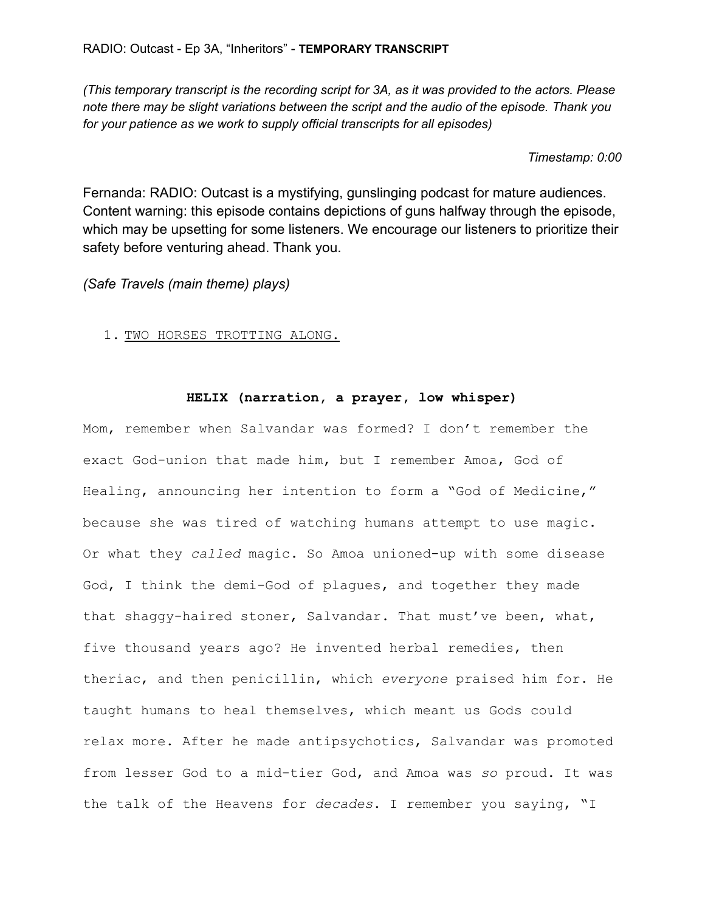RADIO: Outcast - Ep 3A, "Inheritors" - **TEMPORARY TRANSCRIPT**

*(This temporary transcript is the recording script for 3A, as it was provided to the actors. Please note there may be slight variations between the script and the audio of the episode. Thank you for your patience as we work to supply official transcripts for all episodes)*

*Timestamp: 0:00*

Fernanda: RADIO: Outcast is a mystifying, gunslinging podcast for mature audiences. Content warning: this episode contains depictions of guns halfway through the episode, which may be upsetting for some listeners. We encourage our listeners to prioritize their safety before venturing ahead. Thank you.

*(Safe Travels (main theme) plays)*

1. TWO HORSES TROTTING ALONG.

**HELIX (narration, a prayer, low whisper)**

Mom, remember when Salvandar was formed? I don't remember the exact God-union that made him, but I remember Amoa, God of Healing, announcing her intention to form a "God of Medicine," because she was tired of watching humans attempt to use magic. Or what they *called* magic. So Amoa unioned-up with some disease God, I think the demi-God of plagues, and together they made that shaggy-haired stoner, Salvandar. That must've been, what, five thousand years ago? He invented herbal remedies, then theriac, and then penicillin, which *everyone* praised him for. He taught humans to heal themselves, which meant us Gods could relax more. After he made antipsychotics, Salvandar was promoted from lesser God to a mid-tier God, and Amoa was *so* proud. It was the talk of the Heavens for *decades*. I remember you saying, "I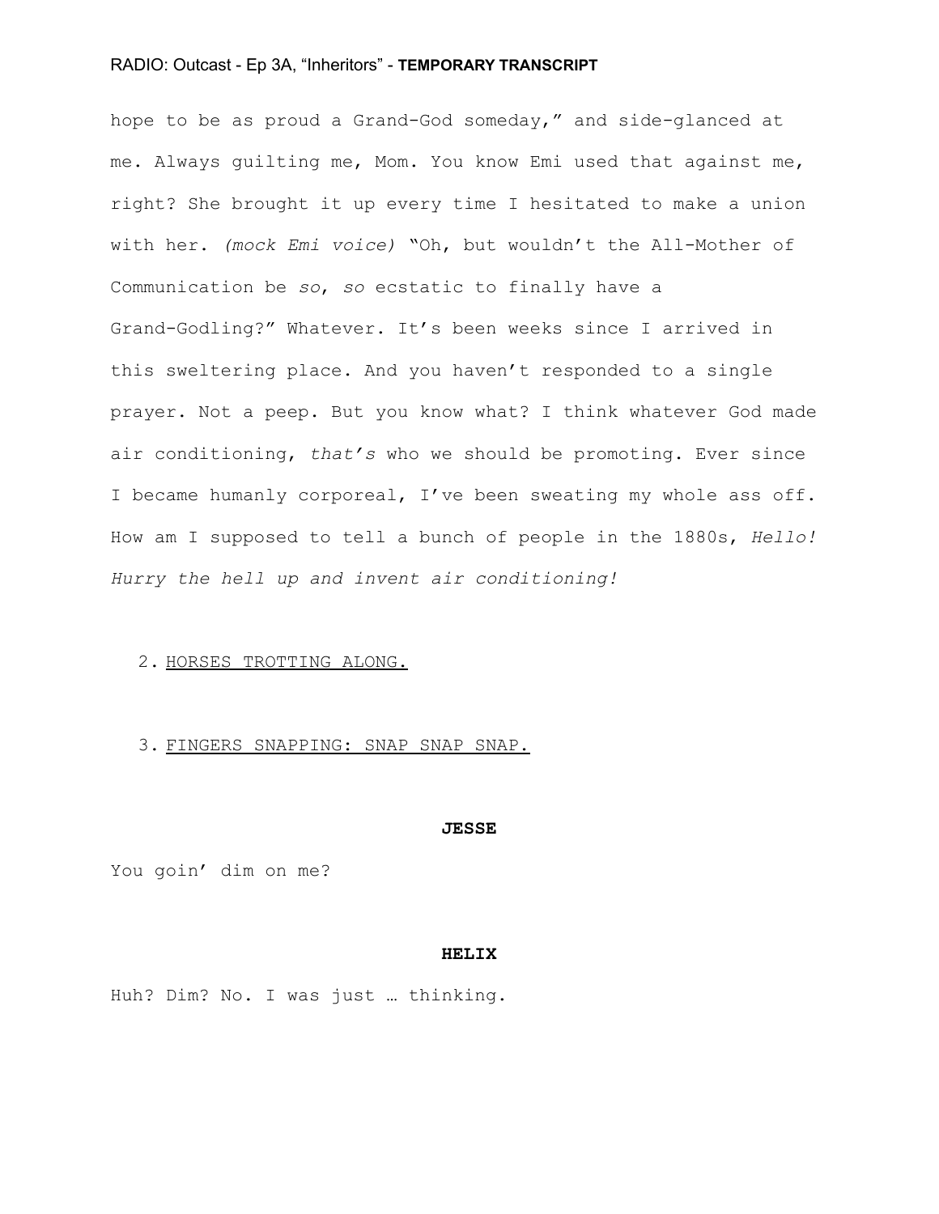hope to be as proud a Grand-God someday," and side-glanced at me. Always guilting me, Mom. You know Emi used that against me, right? She brought it up every time I hesitated to make a union with her. *(mock Emi voice)* "Oh, but wouldn't the All-Mother of Communication be *so*, *so* ecstatic to finally have a Grand-Godling?" Whatever. It's been weeks since I arrived in this sweltering place. And you haven't responded to a single prayer. Not a peep. But you know what? I think whatever God made air conditioning, *that's* who we should be promoting. Ever since I became humanly corporeal, I've been sweating my whole ass off. How am I supposed to tell a bunch of people in the 1880s, *Hello! Hurry the hell up and invent air conditioning!*

2. <u>HORSES TROTTING ALONG.</u>

3. <u>FINGERS SNAPPING: SNAP SNAP SNAP.</u>

**JESSE**

You goin' dim on me?

**HELIX**

Huh? Dim? No. I was just … thinking.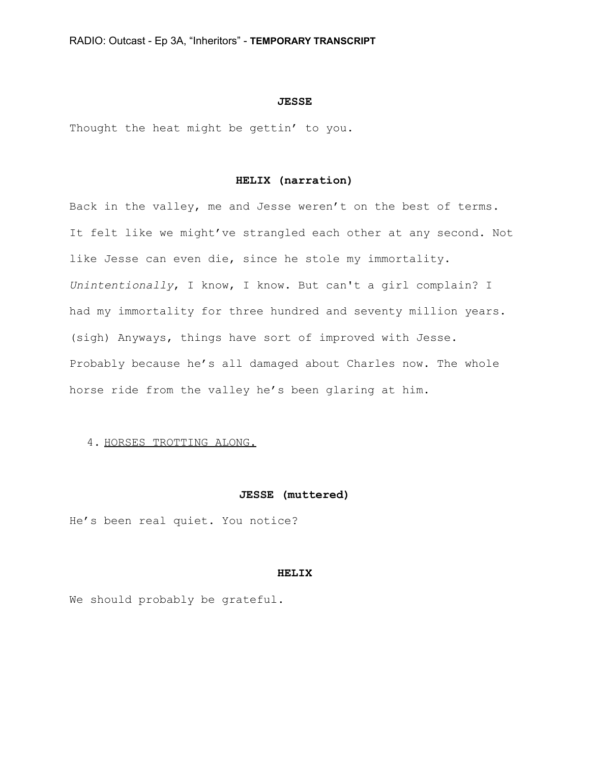**JESSE**

Thought the heat might be gettin' to you.

**HELIX (narration)**

Back in the valley, me and Jesse weren't on the best of terms. It felt like we might've strangled each other at any second. Not like Jesse can even die, since he stole my immortality. *Unintentionally*, I know, I know. But can't a girl complain? I had my immortality for three hundred and seventy million years. (sigh) Anyways, things have sort of improved with Jesse. Probably because he's all damaged about Charles now. The whole horse ride from the valley he's been glaring at him.

4. <u>HORSES TROTTING ALONG.</u>

**JESSE (muttered)**

He's been real quiet. You notice?

**HELIX**

We should probably be grateful.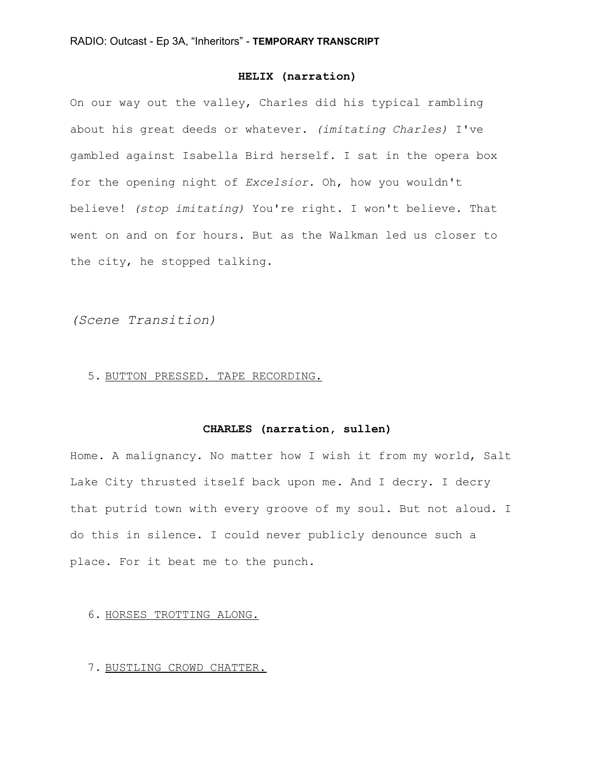**HELIX (narration)**

On our way out the valley, Charles did his typical rambling about his great deeds or whatever. *(imitating Charles)* I've gambled against Isabella Bird herself. I sat in the opera box for the opening night of *Excelsior*. Oh, how you wouldn't believe! *(stop imitating)* You're right. I won't believe. That went on and on for hours. But as the Walkman led us closer to the city, he stopped talking.

*(Scene Transition)*

5. <u>BUTTON PRESSED. TAPE RECORDING.</u>

**CHARLES (narration, sullen)**

Home. A malignancy. No matter how I wish it from my world, Salt Lake City thrusted itself back upon me. And I decry. I decry that putrid town with every groove of my soul. But not aloud. I do this in silence. I could never publicly denounce such a place. For it beat me to the punch.

6. <u>HORSES TROTTING ALONG.</u>

7. <u>BUSTLING CROWD CHATTER.</u>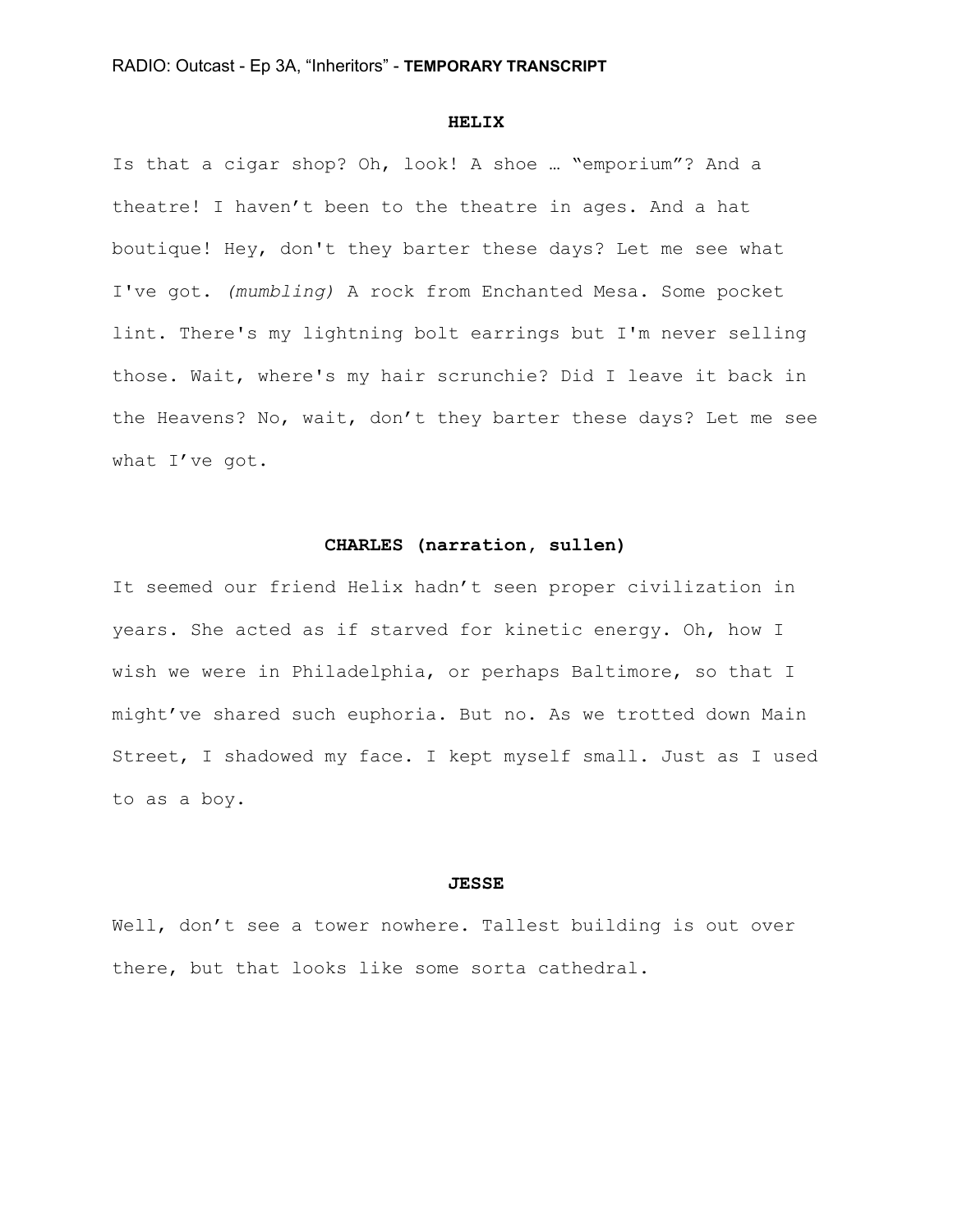**HELIX**

Is that a cigar shop? Oh, look! A shoe … "emporium"? And a theatre! I haven't been to the theatre in ages. And a hat boutique! Hey, don't they barter these days? Let me see what I've got. *(mumbling)* A rock from Enchanted Mesa. Some pocket lint. There's my lightning bolt earrings but I'm never selling those. Wait, where's my hair scrunchie? Did I leave it back in the Heavens? No, wait, don't they barter these days? Let me see what I've got.

**CHARLES (narration, sullen)**

It seemed our friend Helix hadn't seen proper civilization in years. She acted as if starved for kinetic energy. Oh, how I wish we were in Philadelphia, or perhaps Baltimore, so that I might've shared such euphoria. But no. As we trotted down Main Street, I shadowed my face. I kept myself small. Just as I used to as a boy.

**JESSE**

Well, don't see a tower nowhere. Tallest building is out over there, but that looks like some sorta cathedral.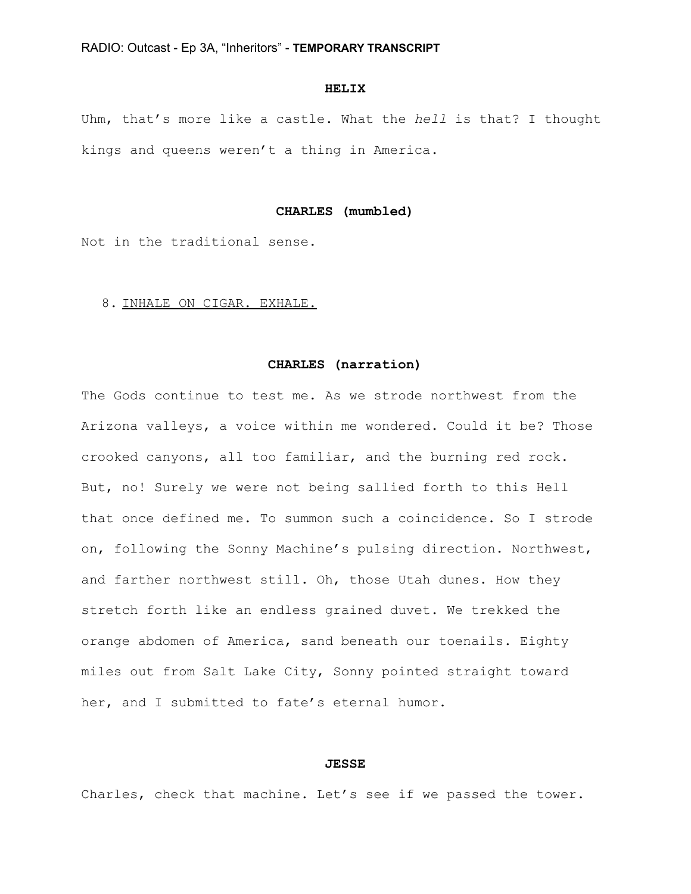**HELIX**

Uhm, that's more like a castle. What the *hell* is that? I thought kings and queens weren't a thing in America.

**CHARLES (mumbled)**

Not in the traditional sense.

8. <u>INHALE ON CIGAR. EXHALE.</u>

**CHARLES (narration)**

The Gods continue to test me. As we strode northwest from the Arizona valleys, a voice within me wondered. Could it be? Those crooked canyons, all too familiar, and the burning red rock. But, no! Surely we were not being sallied forth to this Hell that once defined me. To summon such a coincidence. So I strode on, following the Sonny Machine's pulsing direction. Northwest, and farther northwest still. Oh, those Utah dunes. How they stretch forth like an endless grained duvet. We trekked the orange abdomen of America, sand beneath our toenails. Eighty miles out from Salt Lake City, Sonny pointed straight toward her, and I submitted to fate's eternal humor.

**JESSE**

Charles, check that machine. Let's see if we passed the tower.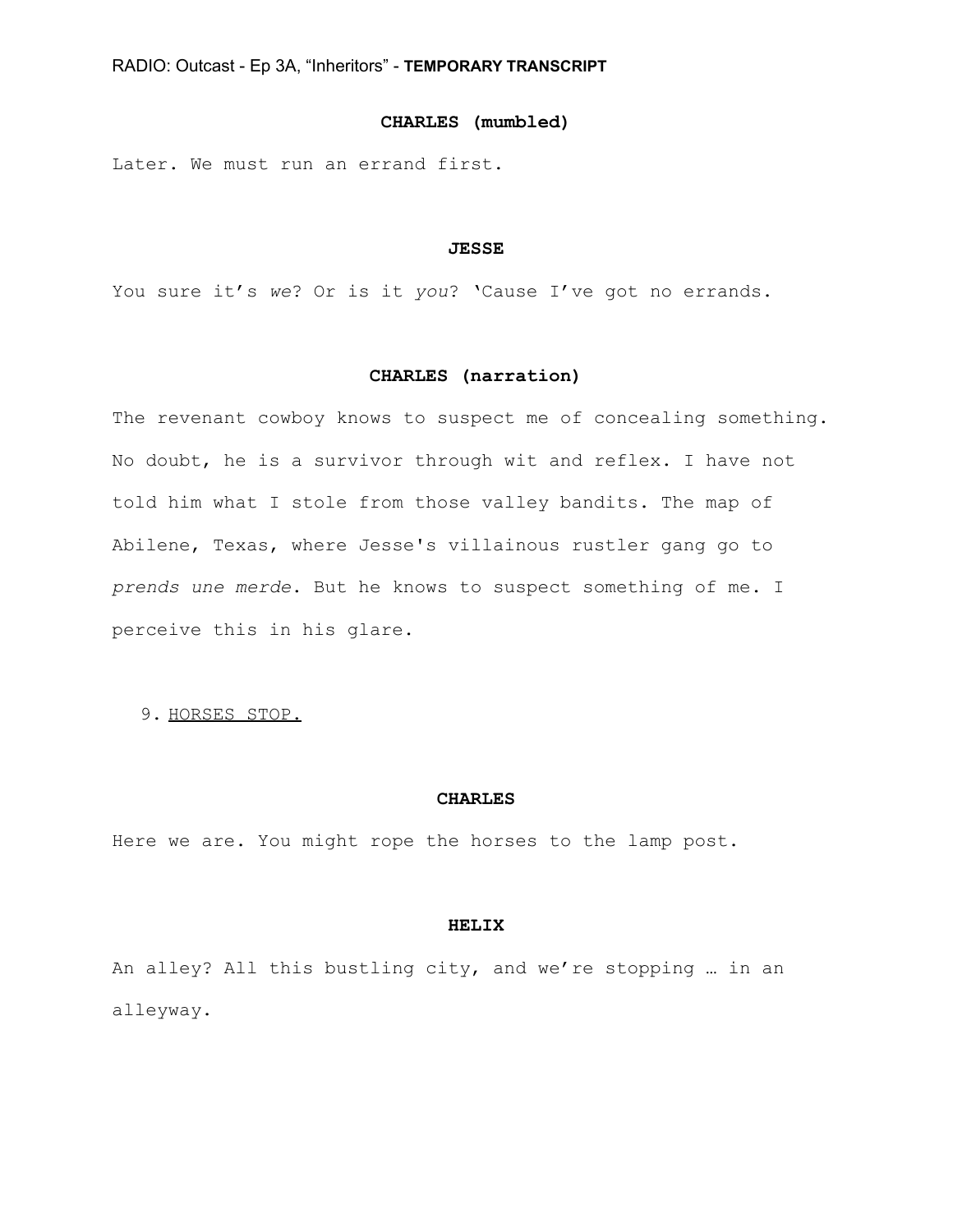**CHARLES (mumbled)**

Later. We must run an errand first.

**JESSE**

You sure it's *we*? Or is it *you*? 'Cause I've got no errands.

**CHARLES (narration)**

The revenant cowboy knows to suspect me of concealing something. No doubt, he is a survivor through wit and reflex. I have not told him what I stole from those valley bandits. The map of Abilene, Texas, where Jesse's villainous rustler gang go to *prends une merde*. But he knows to suspect something of me. I perceive this in his glare.

9. <u>HORSES STOP.</u>

**CHARLES**

Here we are. You might rope the horses to the lamp post.

**HELIX**

An alley? All this bustling city, and we're stopping … in an alleyway.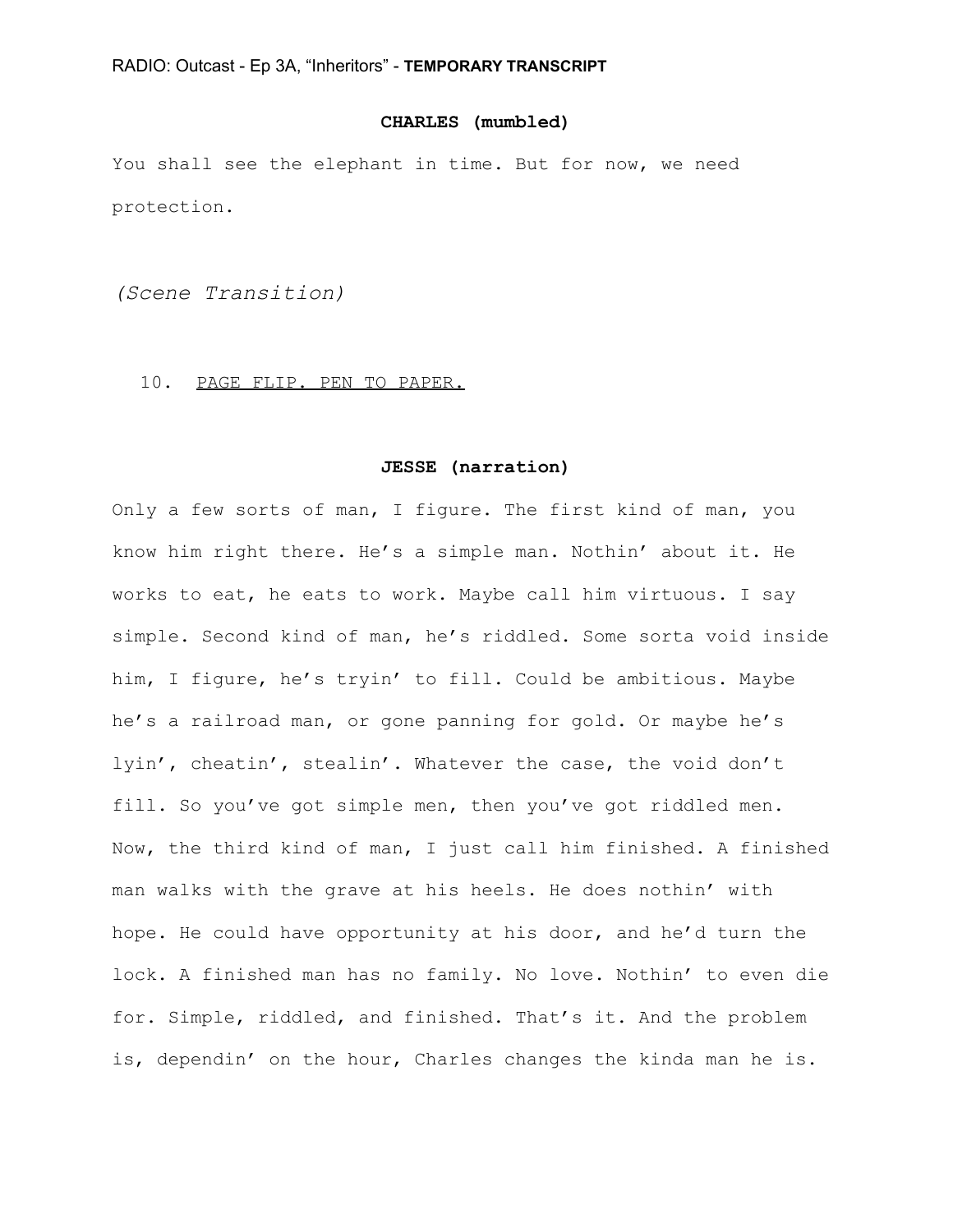**CHARLES (mumbled)**

You shall see the elephant in time. But for now, we need protection.

*(Scene Transition)*

10. PAGE FLIP. PEN TO PAPER.

**JESSE (narration)**

Only a few sorts of man, I figure. The first kind of man, you know him right there. He's a simple man. Nothin' about it. He works to eat, he eats to work. Maybe call him virtuous. I say simple. Second kind of man, he's riddled. Some sorta void inside him, I figure, he's tryin' to fill. Could be ambitious. Maybe he's a railroad man, or gone panning for gold. Or maybe he's lyin', cheatin', stealin'. Whatever the case, the void don't fill. So you've got simple men, then you've got riddled men. Now, the third kind of man, I just call him finished. A finished man walks with the grave at his heels. He does nothin' with hope. He could have opportunity at his door, and he'd turn the lock. A finished man has no family. No love. Nothin' to even die for. Simple, riddled, and finished. That's it. And the problem is, dependin' on the hour, Charles changes the kinda man he is.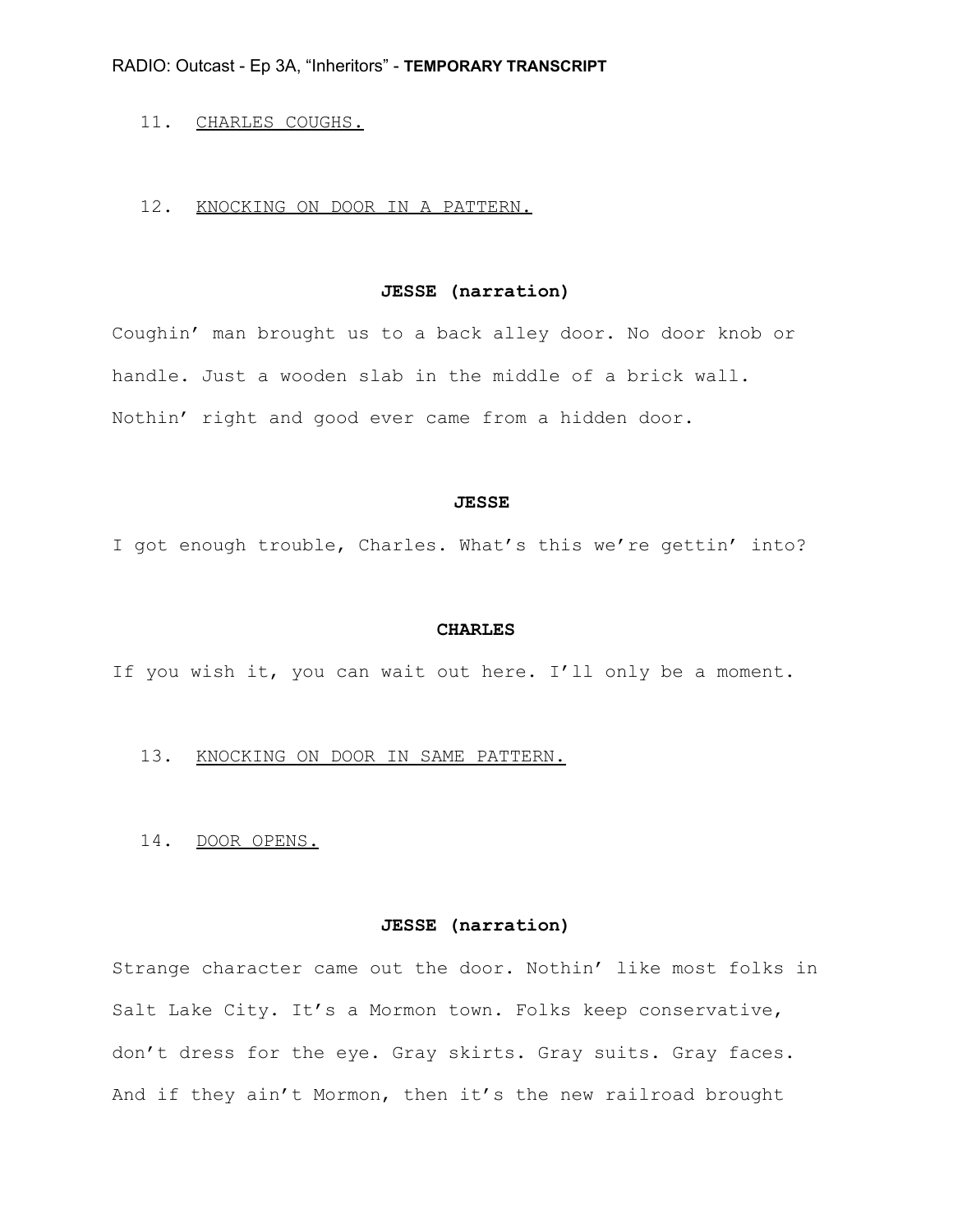11. <u>CHARLES COUGHS.</u>

12. <u>KNOCKING ON DOOR IN A PATTERN.</u>

**JESSE (narration)**

Coughin' man brought us to a back alley door. No door knob or handle. Just a wooden slab in the middle of a brick wall. Nothin' right and good ever came from a hidden door.

**JESSE**

I got enough trouble, Charles. What's this we're gettin' into?

**CHARLES**

If you wish it, you can wait out here. I'll only be a moment.

13. <u>KNOCKING ON DOOR IN SAME PATTERN.</u>

14. <u>DOOR OPENS.</u>

**JESSE (narration)**

Strange character came out the door. Nothin' like most folks in Salt Lake City. It's a Mormon town. Folks keep conservative, don't dress for the eye. Gray skirts. Gray suits. Gray faces. And if they ain't Mormon, then it's the new railroad brought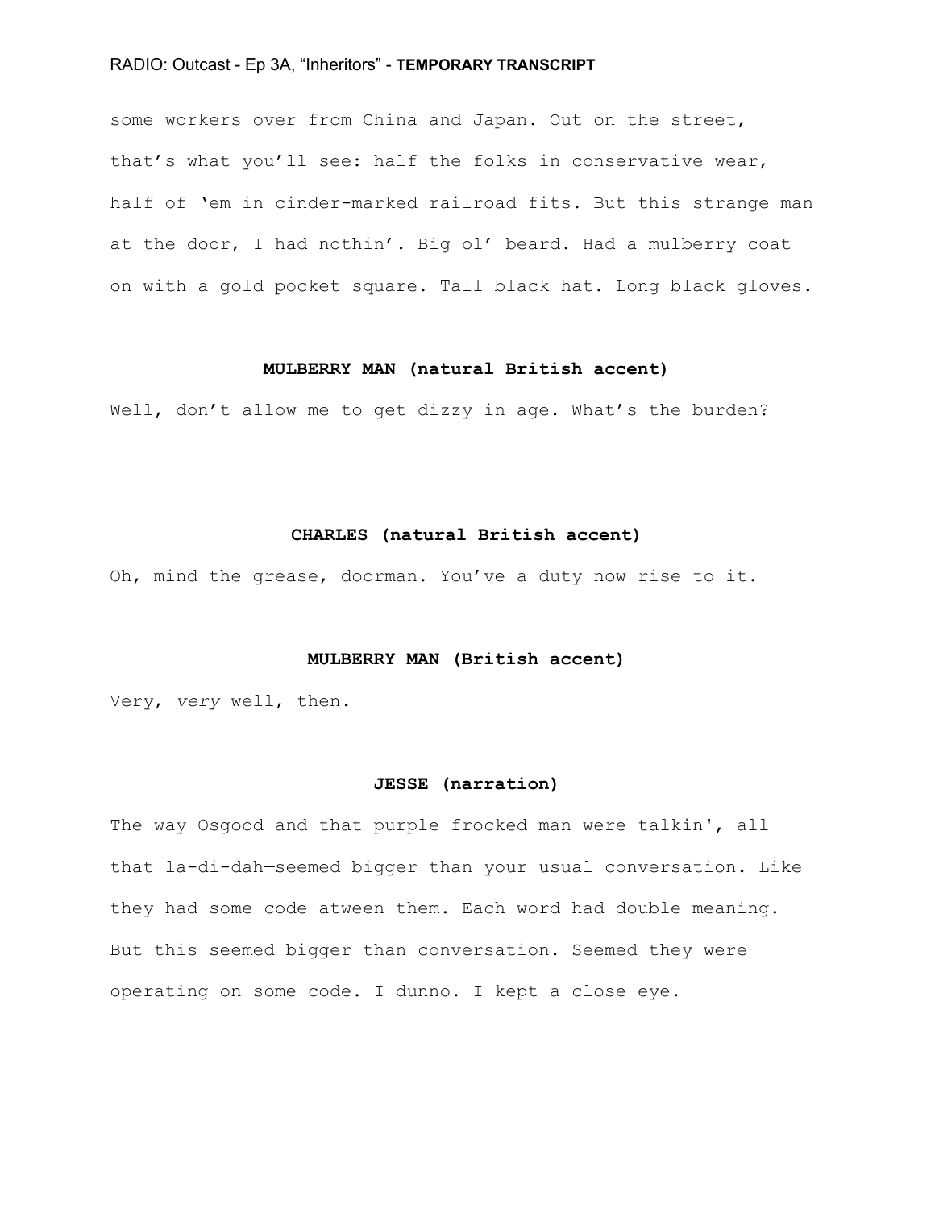some workers over from China and Japan. Out on the street, that's what you'll see: half the folks in conservative wear, half of 'em in cinder-marked railroad fits. But this strange man at the door, I had nothin'. Big ol' beard. Had a mulberry coat on with a gold pocket square. Tall black hat. Long black gloves.

**MULBERRY MAN (natural British accent)**

Well, don't allow me to get dizzy in age. What's the burden?

**CHARLES (natural British accent)**

Oh, mind the grease, doorman. You've a duty now rise to it.

**MULBERRY MAN (British accent)**

Very, *very* well, then.

**JESSE (narration)**

The way Osgood and that purple frocked man were talkin', all that la-di-dah—seemed bigger than your usual conversation. Like they had some code atween them. Each word had double meaning. But this seemed bigger than conversation. Seemed they were operating on some code. I dunno. I kept a close eye.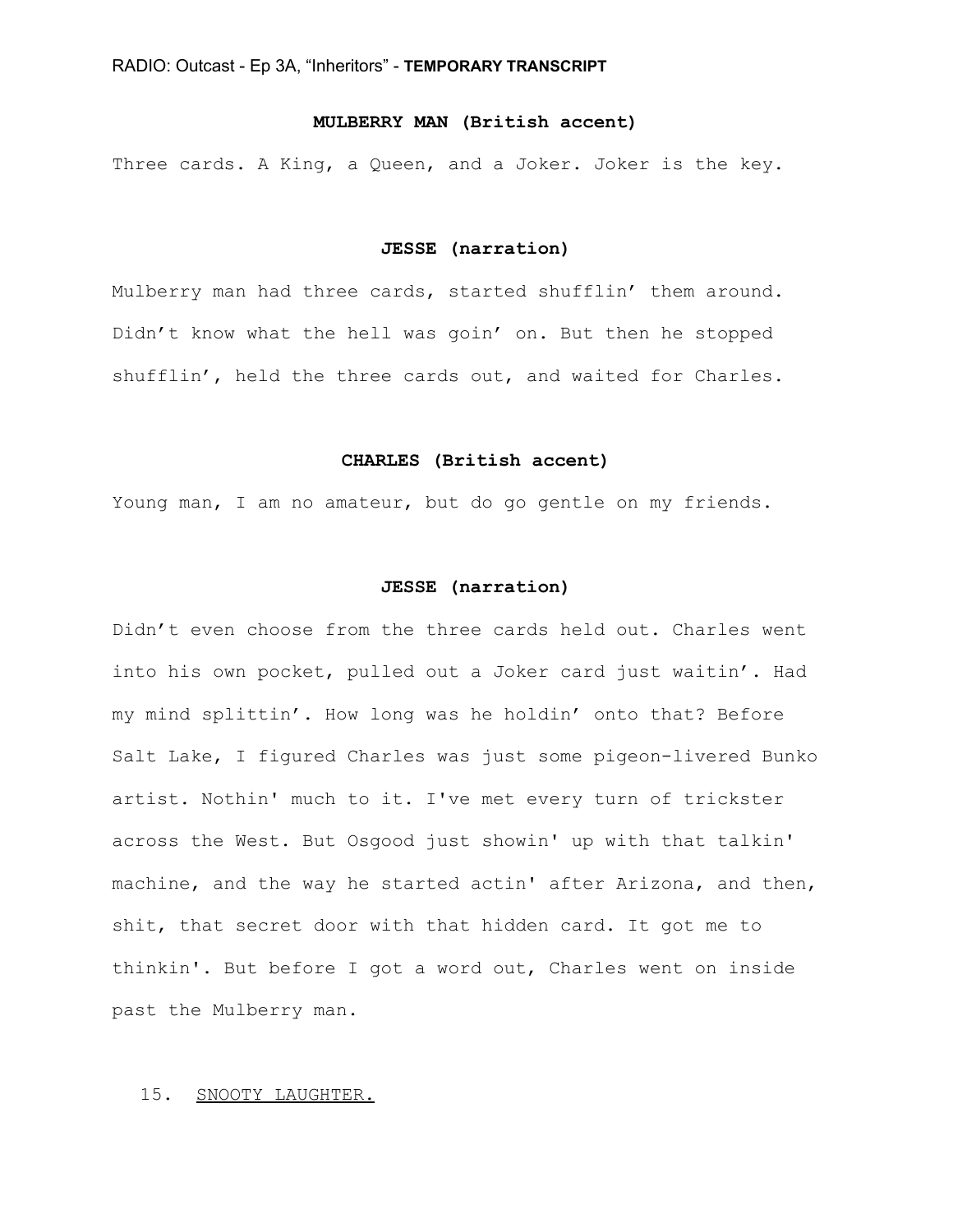**MULBERRY MAN (British accent)**

Three cards. A King, a Queen, and a Joker. Joker is the key.

**JESSE (narration)**

Mulberry man had three cards, started shufflin' them around. Didn't know what the hell was goin' on. But then he stopped shufflin', held the three cards out, and waited for Charles.

**CHARLES (British accent)**

Young man, I am no amateur, but do go gentle on my friends.

**JESSE (narration)**

Didn't even choose from the three cards held out. Charles went into his own pocket, pulled out a Joker card just waitin'. Had my mind splittin'. How long was he holdin' onto that? Before Salt Lake, I figured Charles was just some pigeon-livered Bunko artist. Nothin' much to it. I've met every turn of trickster across the West. But Osgood just showin' up with that talkin' machine, and the way he started actin' after Arizona, and then, shit, that secret door with that hidden card. It got me to thinkin'. But before I got a word out, Charles went on inside past the Mulberry man.

15. SNOOTY LAUGHTER.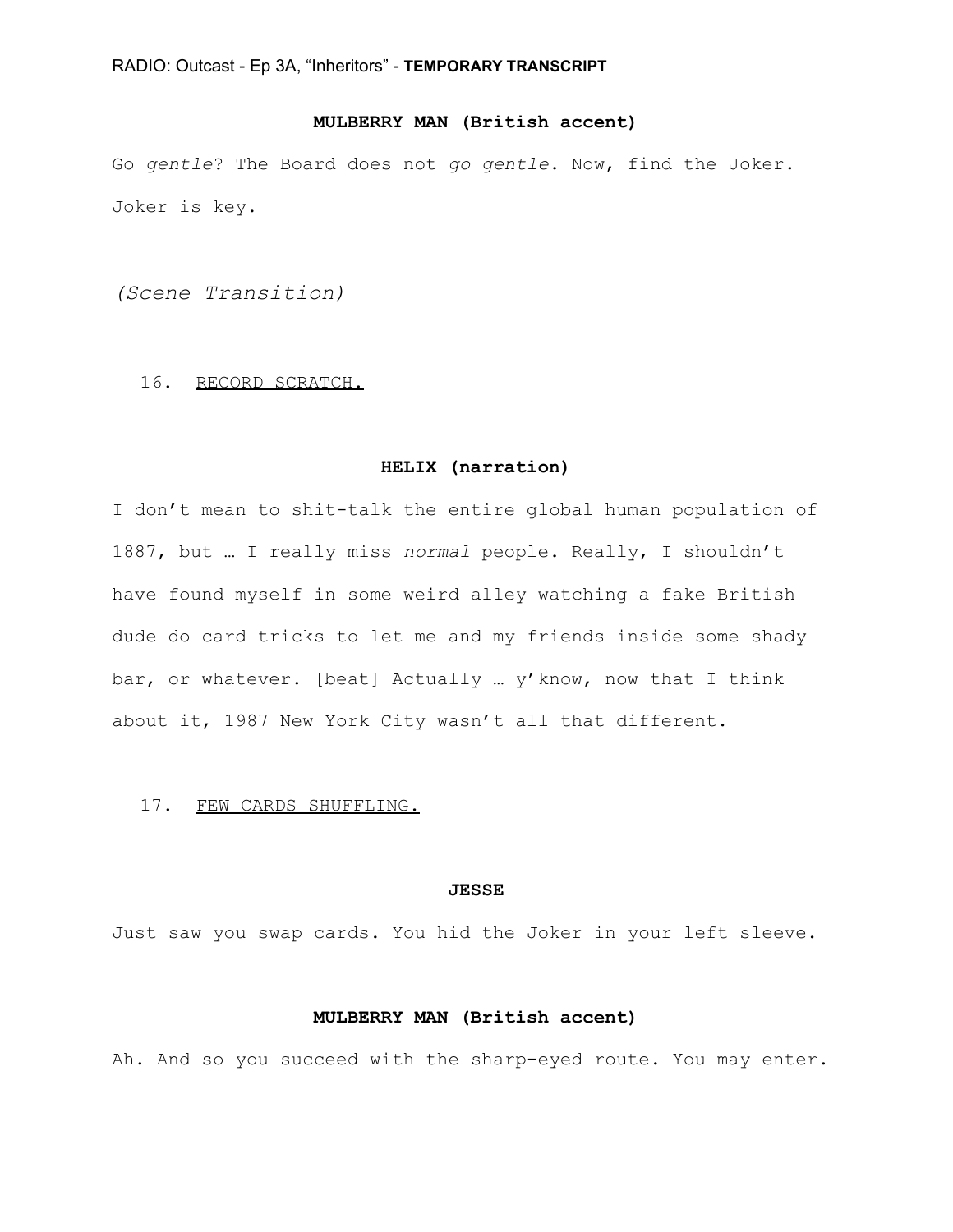**MULBERRY MAN (British accent)**

Go *gentle*? The Board does not *go gentle*. Now, find the Joker. Joker is key.

*(Scene Transition)*

16. <u>RECORD SCRATCH.</u>

**HELIX (narration)**

I don't mean to shit-talk the entire global human population of 1887, but … I really miss *normal* people. Really, I shouldn't have found myself in some weird alley watching a fake British dude do card tricks to let me and my friends inside some shady bar, or whatever. [beat] Actually … y'know, now that I think about it, 1987 New York City wasn't all that different.

17. <u>FEW CARDS SHUFFLING.</u>

**JESSE**

Just saw you swap cards. You hid the Joker in your left sleeve.

**MULBERRY MAN (British accent)**

Ah. And so you succeed with the sharp-eyed route. You may enter.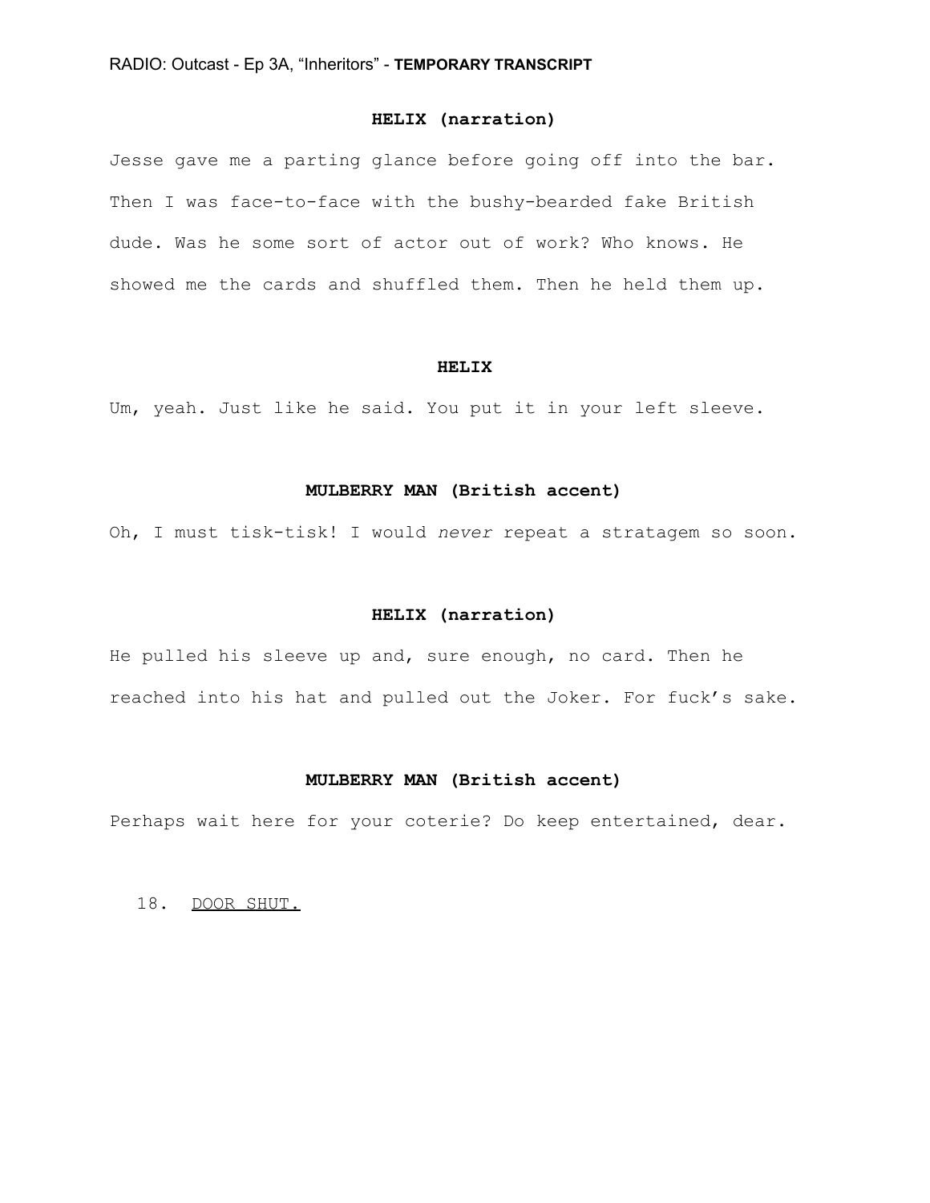**HELIX (narration)**

Jesse gave me a parting glance before going off into the bar. Then I was face-to-face with the bushy-bearded fake British dude. Was he some sort of actor out of work? Who knows. He showed me the cards and shuffled them. Then he held them up.

**HELIX**

Um, yeah. Just like he said. You put it in your left sleeve.

**MULBERRY MAN (British accent)**

Oh, I must tisk-tisk! I would *never* repeat a stratagem so soon.

**HELIX (narration)**

He pulled his sleeve up and, sure enough, no card. Then he reached into his hat and pulled out the Joker. For fuck's sake.

**MULBERRY MAN (British accent)**

Perhaps wait here for your coterie? Do keep entertained, dear.

18. <u>DOOR SHUT.</u>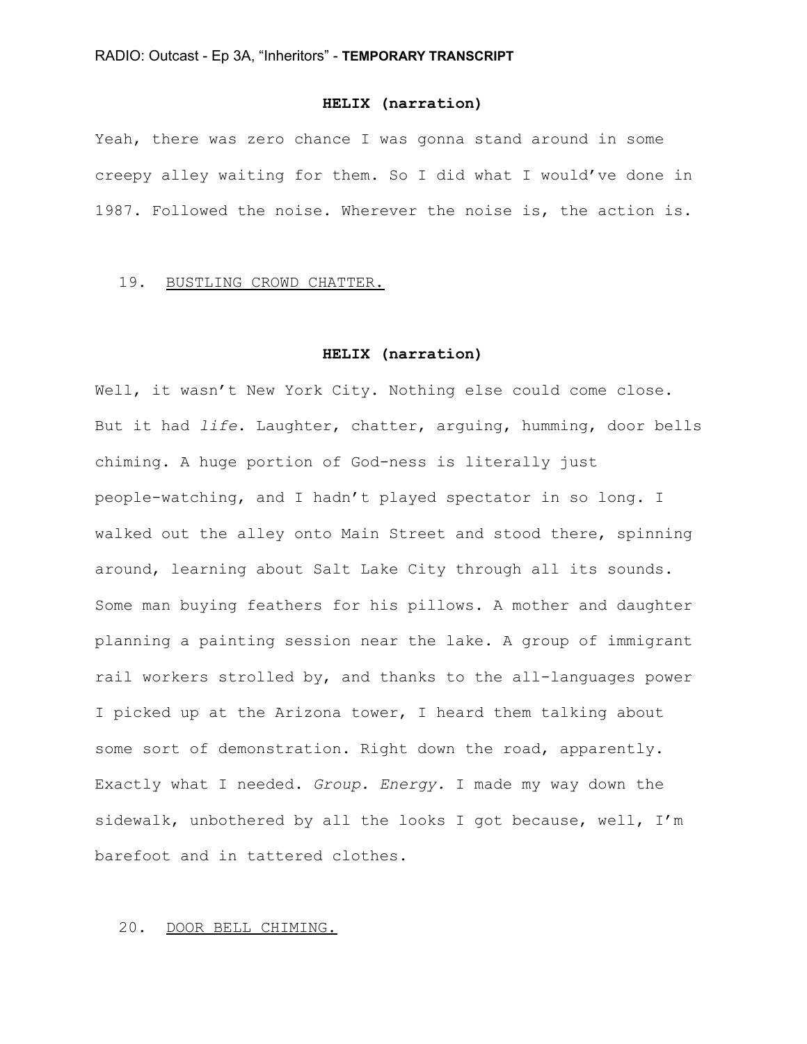**HELIX (narration)**

Yeah, there was zero chance I was gonna stand around in some creepy alley waiting for them. So I did what I would've done in 1987. Followed the noise. Wherever the noise is, the action is.

19. <u>BUSTLING CROWD CHATTER.</u>

**HELIX (narration)**

Well, it wasn't New York City. Nothing else could come close. But it had *life*. Laughter, chatter, arguing, humming, door bells chiming. A huge portion of God-ness is literally just people-watching, and I hadn't played spectator in so long. I walked out the alley onto Main Street and stood there, spinning around, learning about Salt Lake City through all its sounds. Some man buying feathers for his pillows. A mother and daughter planning a painting session near the lake. A group of immigrant rail workers strolled by, and thanks to the all-languages power I picked up at the Arizona tower, I heard them talking about some sort of demonstration. Right down the road, apparently. Exactly what I needed. *Group. Energy.* I made my way down the sidewalk, unbothered by all the looks I got because, well, I'm barefoot and in tattered clothes.

20. <u>DOOR BELL CHIMING.</u>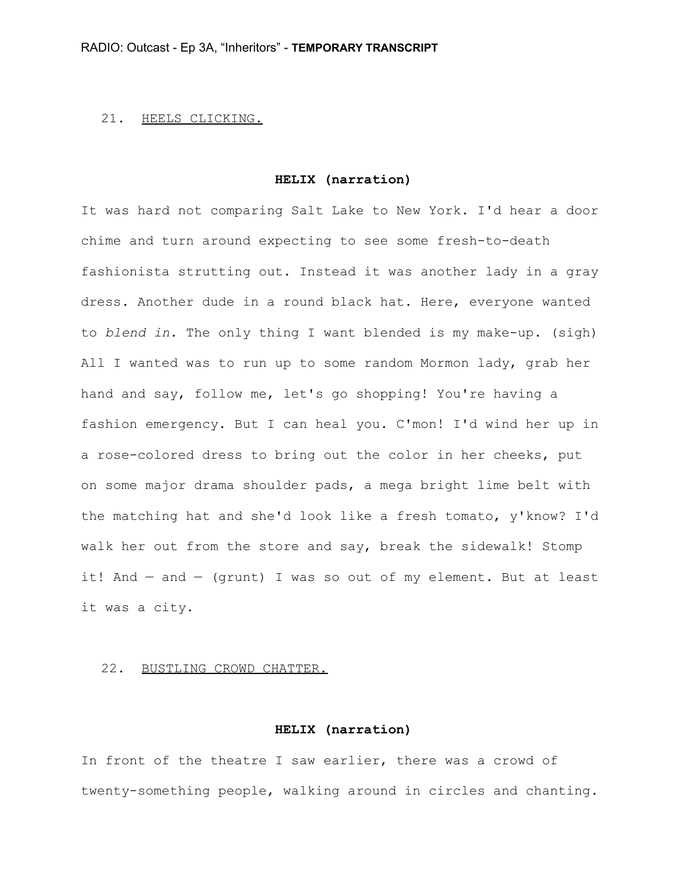21. <u>HEELS CLICKING.</u>

**HELIX (narration)**

It was hard not comparing Salt Lake to New York. I'd hear a door chime and turn around expecting to see some fresh-to-death fashionista strutting out. Instead it was another lady in a gray dress. Another dude in a round black hat. Here, everyone wanted to *blend in*. The only thing I want blended is my make-up. (sigh) All I wanted was to run up to some random Mormon lady, grab her hand and say, follow me, let's go shopping! You're having a fashion emergency. But I can heal you. C'mon! I'd wind her up in a rose-colored dress to bring out the color in her cheeks, put on some major drama shoulder pads, a mega bright lime belt with the matching hat and she'd look like a fresh tomato, y'know? I'd walk her out from the store and say, break the sidewalk! Stomp it! And — and — (grunt) I was so out of my element. But at least it was a city.

22. <u>BUSTLING CROWD CHATTER.</u>

**HELIX (narration)**

In front of the theatre I saw earlier, there was a crowd of twenty-something people, walking around in circles and chanting.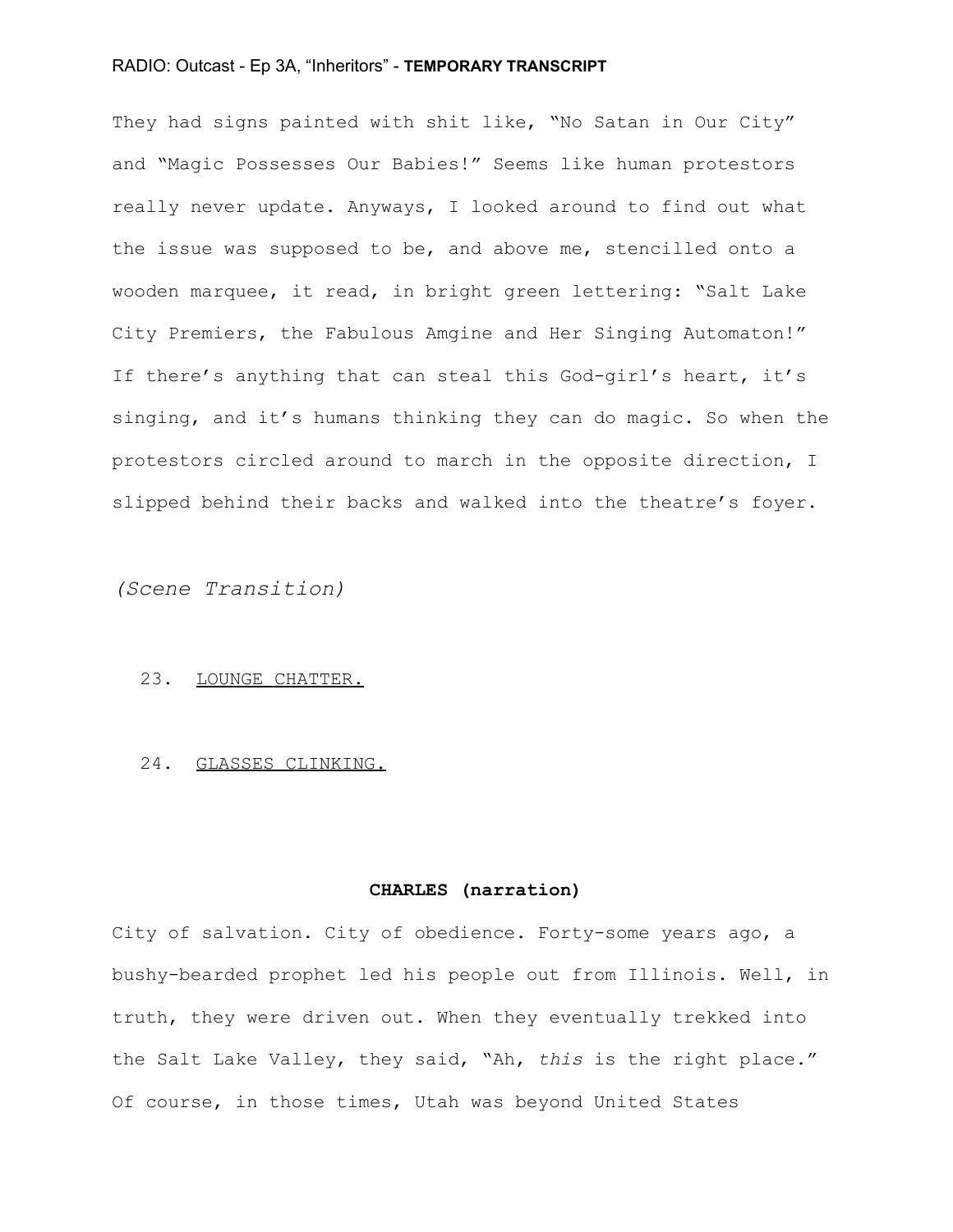They had signs painted with shit like, "No Satan in Our City" and "Magic Possesses Our Babies!" Seems like human protestors really never update. Anyways, I looked around to find out what the issue was supposed to be, and above me, stencilled onto a wooden marquee, it read, in bright green lettering: "Salt Lake City Premiers, the Fabulous Amgine and Her Singing Automaton!" If there's anything that can steal this God-girl's heart, it's singing, and it's humans thinking they can do magic. So when the protestors circled around to march in the opposite direction, I slipped behind their backs and walked into the theatre's foyer.

*(Scene Transition)*

23. <u>LOUNGE CHATTER.</u>

24. <u>GLASSES CLINKING.</u>

**CHARLES (narration)**

City of salvation. City of obedience. Forty-some years ago, a bushy-bearded prophet led his people out from Illinois. Well, in truth, they were driven out. When they eventually trekked into the Salt Lake Valley, they said, "Ah, *this* is the right place." Of course, in those times, Utah was beyond United States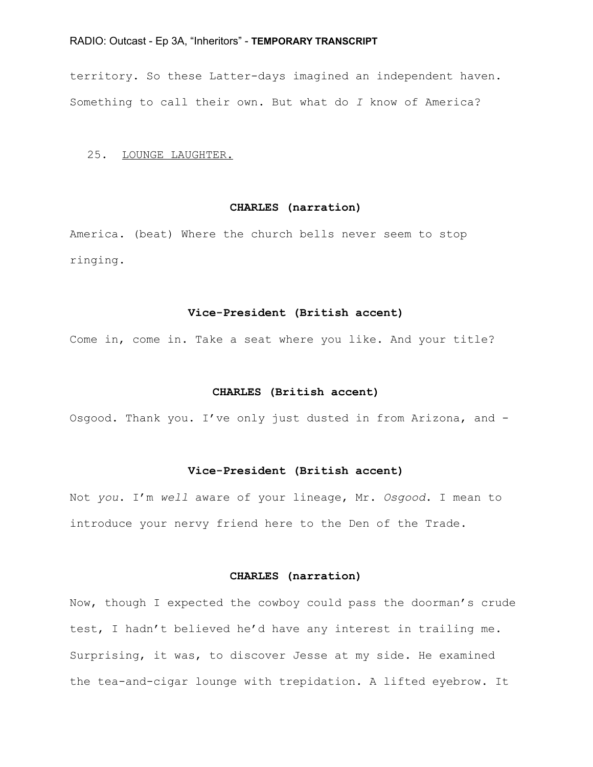territory. So these Latter-days imagined an independent haven. Something to call their own. But what do *I* know of America?

25. <u>LOUNGE LAUGHTER.</u>

**CHARLES (narration)**

America. (beat) Where the church bells never seem to stop ringing.

**Vice-President (British accent)**

Come in, come in. Take a seat where you like. And your title?

**CHARLES (British accent)**

Osgood. Thank you. I've only just dusted in from Arizona, and -

**Vice-President (British accent)**

Not *you*. I'm *well* aware of your lineage, Mr. *Osgood*. I mean to introduce your nervy friend here to the Den of the Trade.

**CHARLES (narration)**

Now, though I expected the cowboy could pass the doorman's crude test, I hadn't believed he'd have any interest in trailing me. Surprising, it was, to discover Jesse at my side. He examined the tea-and-cigar lounge with trepidation. A lifted eyebrow. It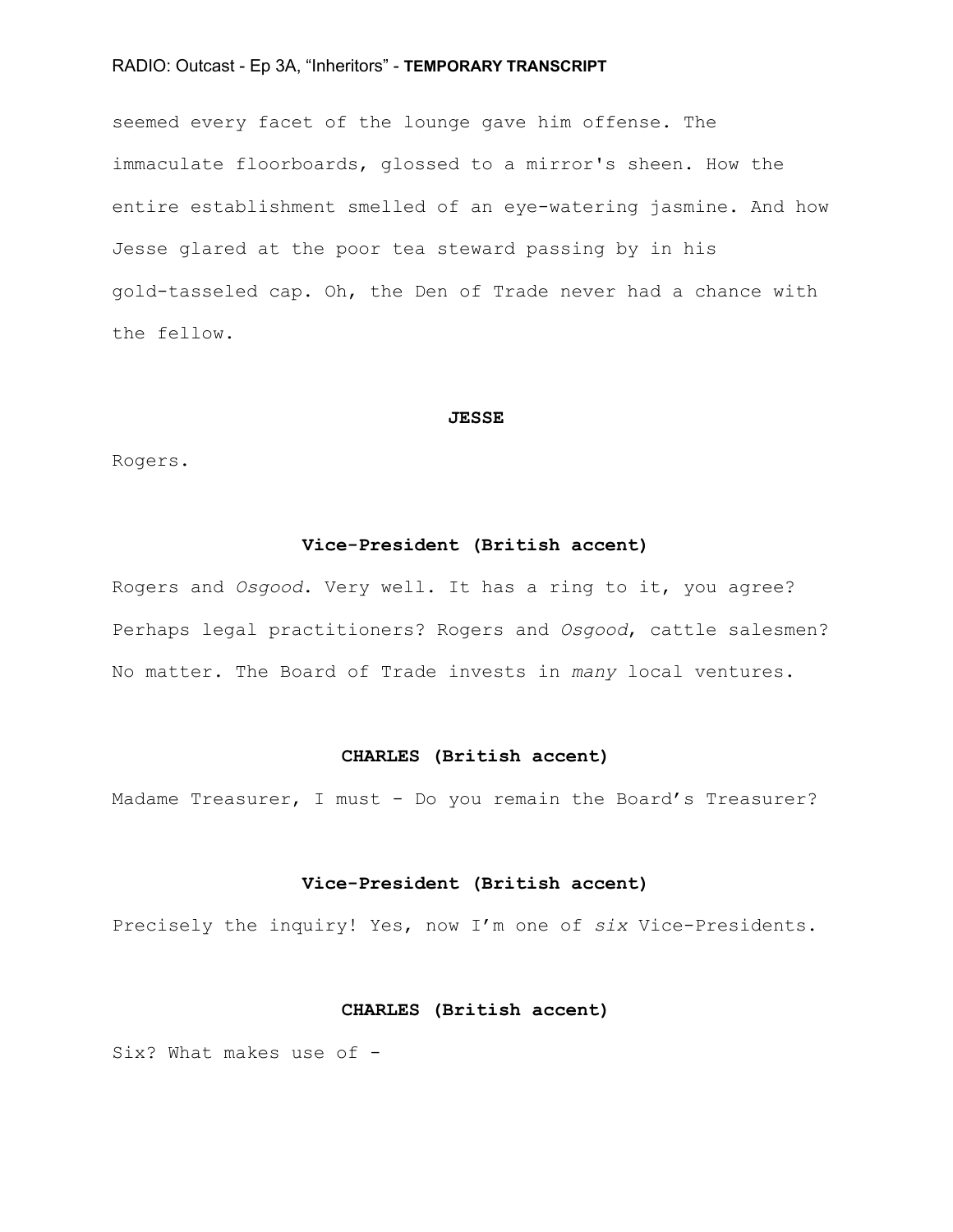seemed every facet of the lounge gave him offense. The immaculate floorboards, glossed to a mirror's sheen. How the entire establishment smelled of an eye-watering jasmine. And how Jesse glared at the poor tea steward passing by in his gold-tasseled cap. Oh, the Den of Trade never had a chance with the fellow.

**JESSE**

Rogers.

**Vice-President (British accent)**

Rogers and *Osgood*. Very well. It has a ring to it, you agree? Perhaps legal practitioners? Rogers and *Osgood*, cattle salesmen? No matter. The Board of Trade invests in *many* local ventures.

**CHARLES (British accent)**

Madame Treasurer, I must - Do you remain the Board's Treasurer?

**Vice-President (British accent)**

Precisely the inquiry! Yes, now I'm one of *six* Vice-Presidents.

**CHARLES (British accent)**

Six? What makes use of -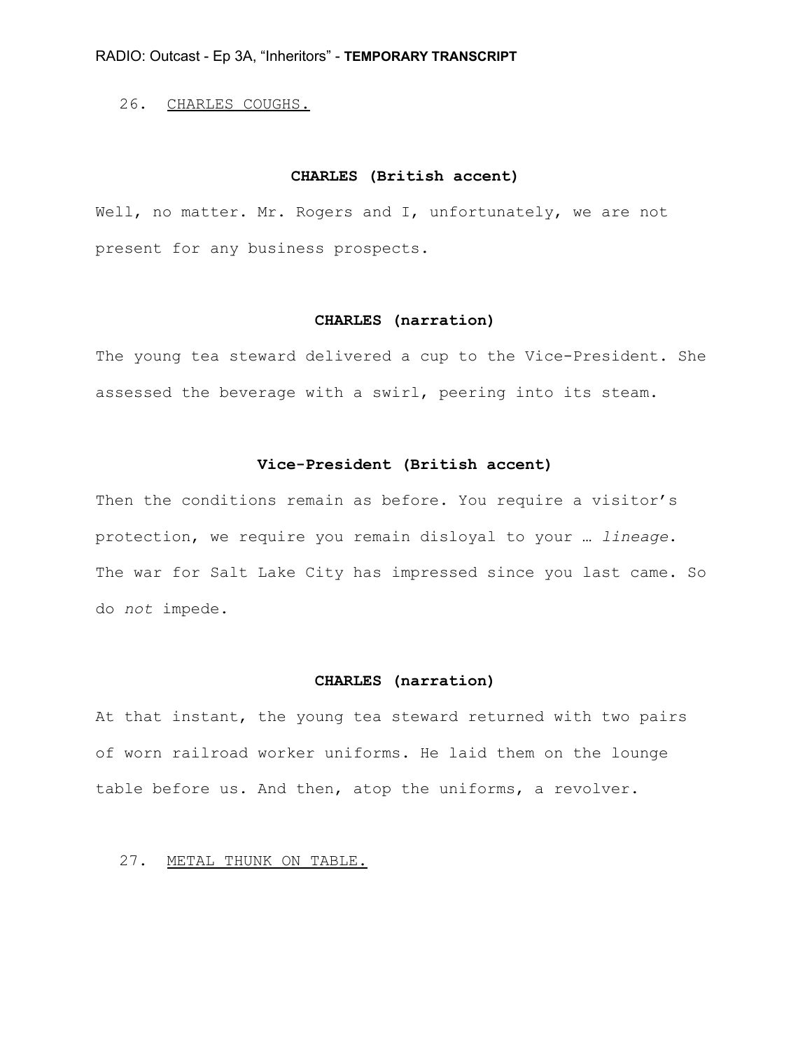26. <u>CHARLES COUGHS.</u>

**CHARLES (British accent)**

Well, no matter. Mr. Rogers and I, unfortunately, we are not present for any business prospects.

**CHARLES (narration)**

The young tea steward delivered a cup to the Vice-President. She assessed the beverage with a swirl, peering into its steam.

**Vice-President (British accent)**

Then the conditions remain as before. You require a visitor's protection, we require you remain disloyal to your … *lineage*. The war for Salt Lake City has impressed since you last came. So do *not* impede.

**CHARLES (narration)**

At that instant, the young tea steward returned with two pairs of worn railroad worker uniforms. He laid them on the lounge table before us. And then, atop the uniforms, a revolver.

27. <u>METAL THUNK ON TABLE.</u>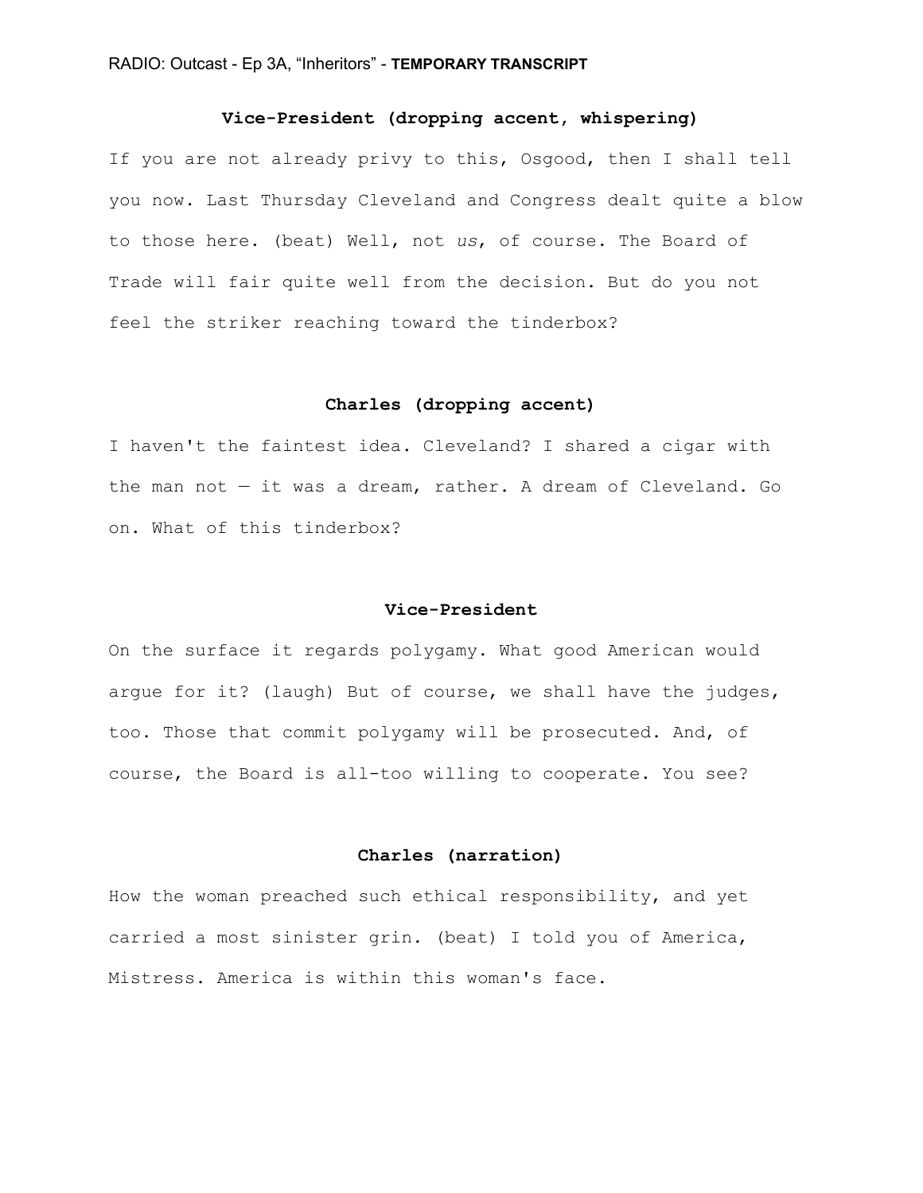**Vice-President (dropping accent, whispering)**

If you are not already privy to this, Osgood, then I shall tell you now. Last Thursday Cleveland and Congress dealt quite a blow to those here. (beat) Well, not *us*, of course. The Board of Trade will fair quite well from the decision. But do you not feel the striker reaching toward the tinderbox?

**Charles (dropping accent)**

I haven't the faintest idea. Cleveland? I shared a cigar with the man not — it was a dream, rather. A dream of Cleveland. Go on. What of this tinderbox?

**Vice-President**

On the surface it regards polygamy. What good American would argue for it? (laugh) But of course, we shall have the judges, too. Those that commit polygamy will be prosecuted. And, of course, the Board is all-too willing to cooperate. You see?

**Charles (narration)**

How the woman preached such ethical responsibility, and yet carried a most sinister grin. (beat) I told you of America, Mistress. America is within this woman's face.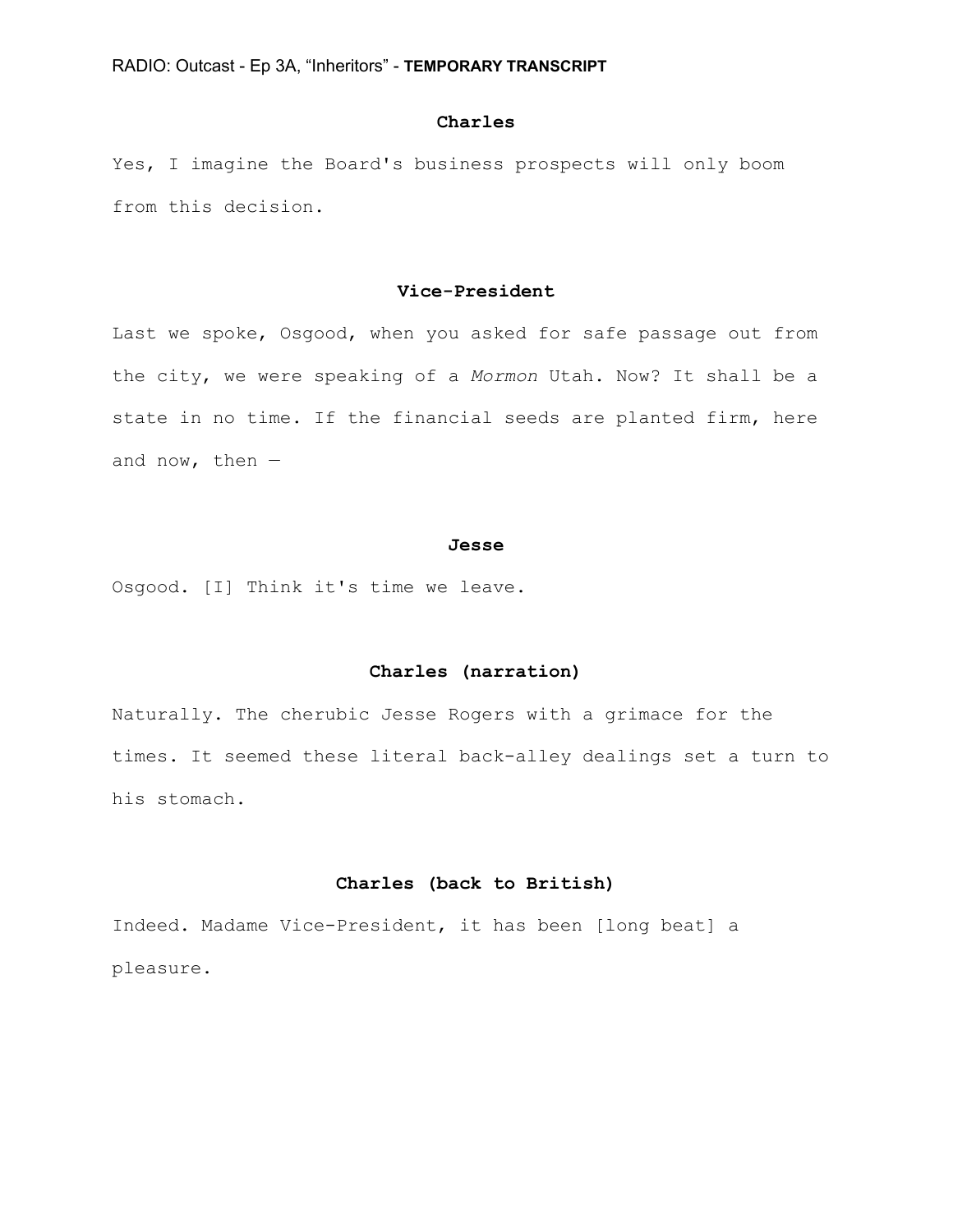**Charles**

Yes, I imagine the Board's business prospects will only boom from this decision.

**Vice-President**

Last we spoke, Osgood, when you asked for safe passage out from the city, we were speaking of a *Mormon* Utah. Now? It shall be a state in no time. If the financial seeds are planted firm, here and now, then —

**Jesse**

Osgood. [I] Think it's time we leave.

**Charles (narration)**

Naturally. The cherubic Jesse Rogers with a grimace for the times. It seemed these literal back-alley dealings set a turn to his stomach.

**Charles (back to British)**

Indeed. Madame Vice-President, it has been [long beat] a pleasure.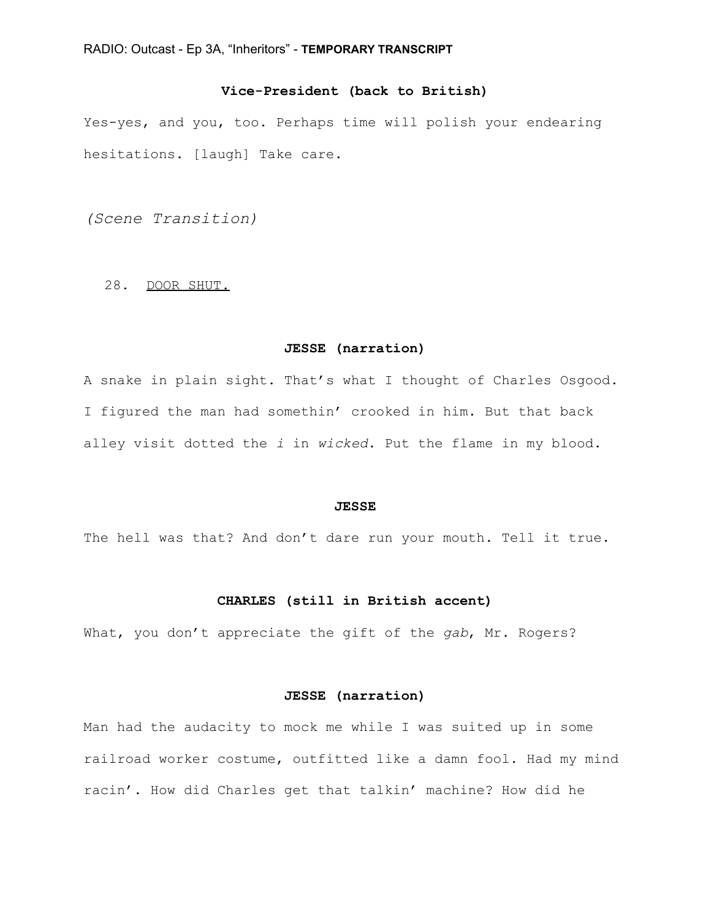**Vice-President (back to British)**

Yes-yes, and you, too. Perhaps time will polish your endearing hesitations. [laugh] Take care.

*(Scene Transition)*

28. DOOR SHUT.

**JESSE (narration)**

A snake in plain sight. That's what I thought of Charles Osgood. I figured the man had somethin' crooked in him. But that back alley visit dotted the *i* in *wicked*. Put the flame in my blood.

**JESSE**

The hell was that? And don't dare run your mouth. Tell it true.

**CHARLES (still in British accent)**

What, you don't appreciate the gift of the *gab*, Mr. Rogers?

**JESSE (narration)**

Man had the audacity to mock me while I was suited up in some railroad worker costume, outfitted like a damn fool. Had my mind racin'. How did Charles get that talkin' machine? How did he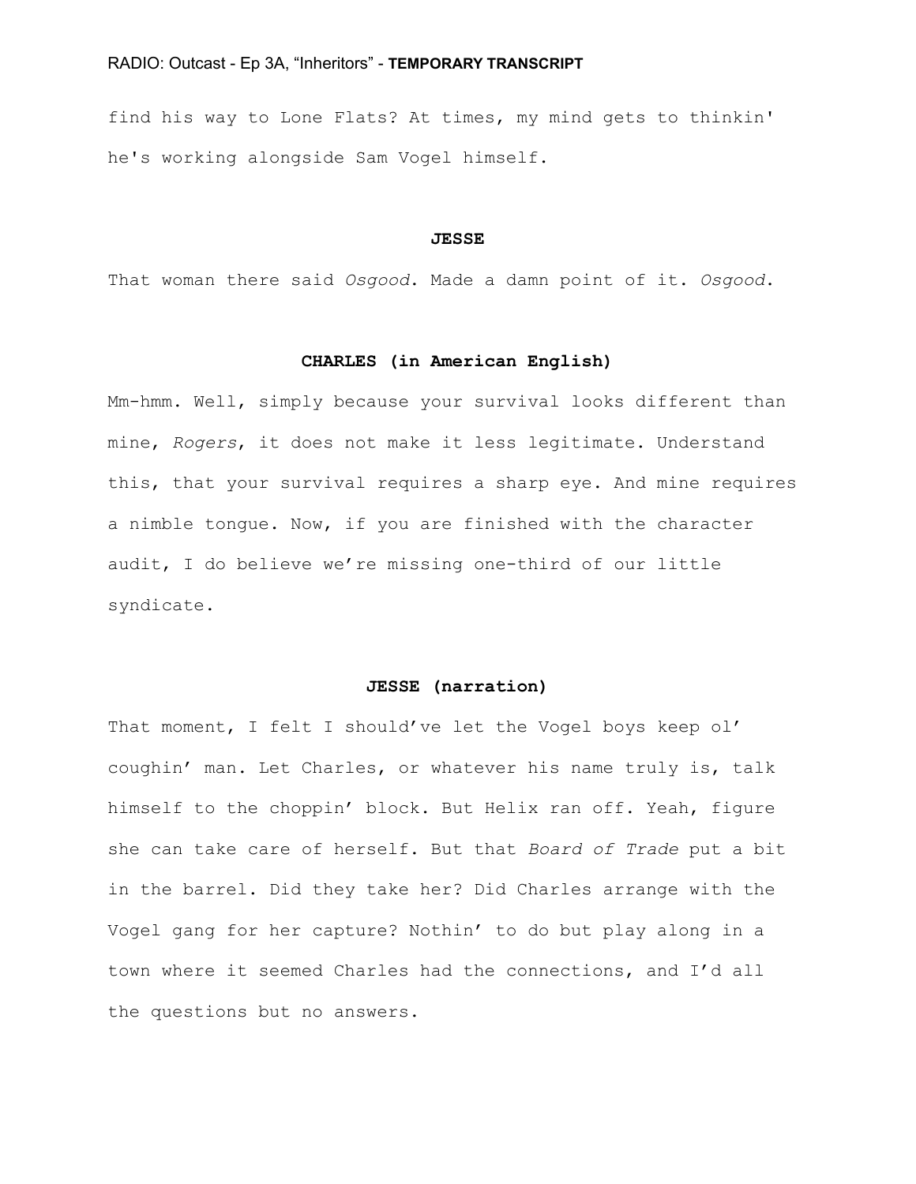find his way to Lone Flats? At times, my mind gets to thinkin' he's working alongside Sam Vogel himself.

**JESSE**

That woman there said *Osgood*. Made a damn point of it. *Osgood*.

**CHARLES (in American English)**

Mm-hmm. Well, simply because your survival looks different than mine, *Rogers*, it does not make it less legitimate. Understand this, that your survival requires a sharp eye. And mine requires a nimble tongue. Now, if you are finished with the character audit, I do believe we're missing one-third of our little syndicate.

**JESSE (narration)**

That moment, I felt I should've let the Vogel boys keep ol' coughin' man. Let Charles, or whatever his name truly is, talk himself to the choppin' block. But Helix ran off. Yeah, figure she can take care of herself. But that *Board of Trade* put a bit in the barrel. Did they take her? Did Charles arrange with the Vogel gang for her capture? Nothin' to do but play along in a town where it seemed Charles had the connections, and I'd all the questions but no answers.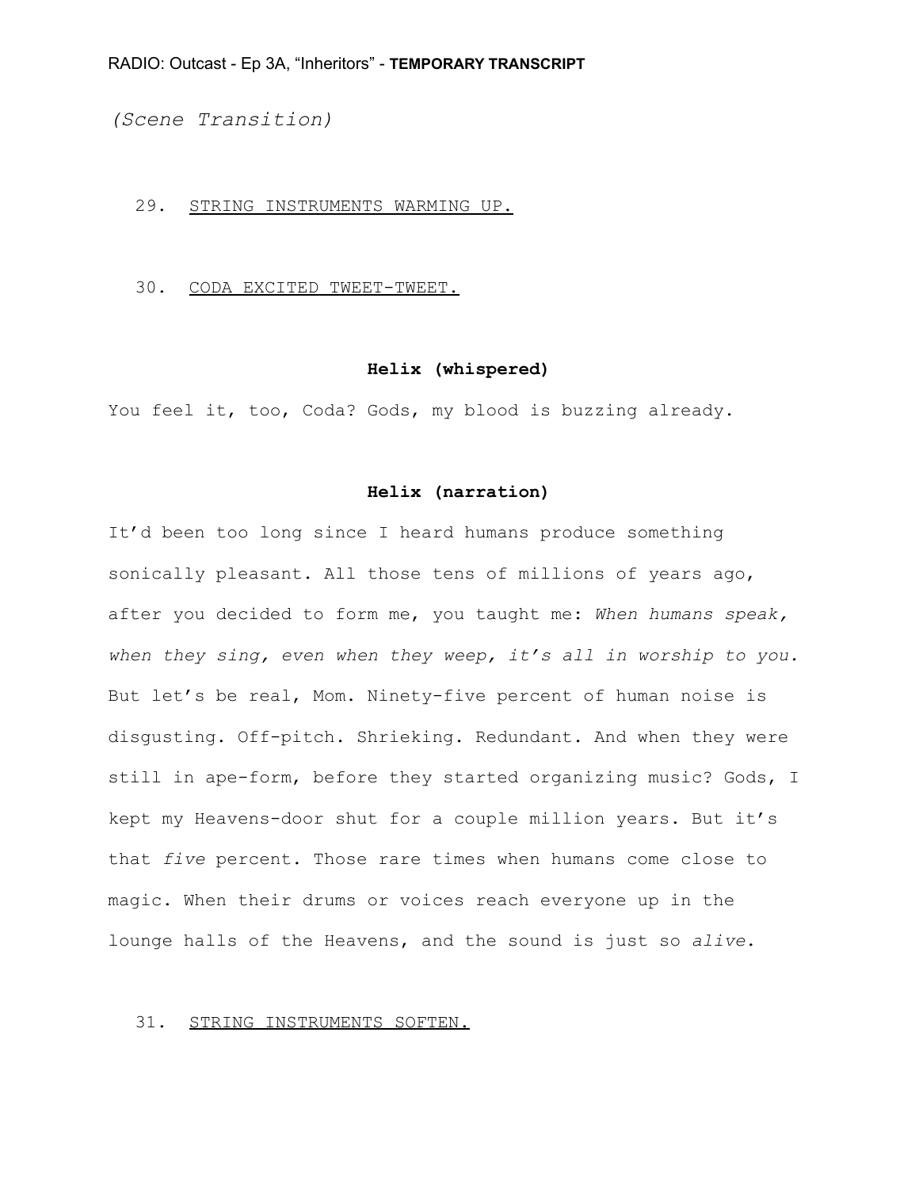*(Scene Transition)*

29. STRING INSTRUMENTS WARMING UP.

30. CODA EXCITED TWEET-TWEET.

**Helix (whispered)**

You feel it, too, Coda? Gods, my blood is buzzing already.

**Helix (narration)**

It'd been too long since I heard humans produce something sonically pleasant. All those tens of millions of years ago, after you decided to form me, you taught me: *When humans speak, when they sing, even when they weep, it's all in worship to you.* But let's be real, Mom. Ninety-five percent of human noise is disgusting. Off-pitch. Shrieking. Redundant. And when they were still in ape-form, before they started organizing music? Gods, I kept my Heavens-door shut for a couple million years. But it's that *five* percent. Those rare times when humans come close to magic. When their drums or voices reach everyone up in the lounge halls of the Heavens, and the sound is just so *alive*.

31. STRING INSTRUMENTS SOFTEN.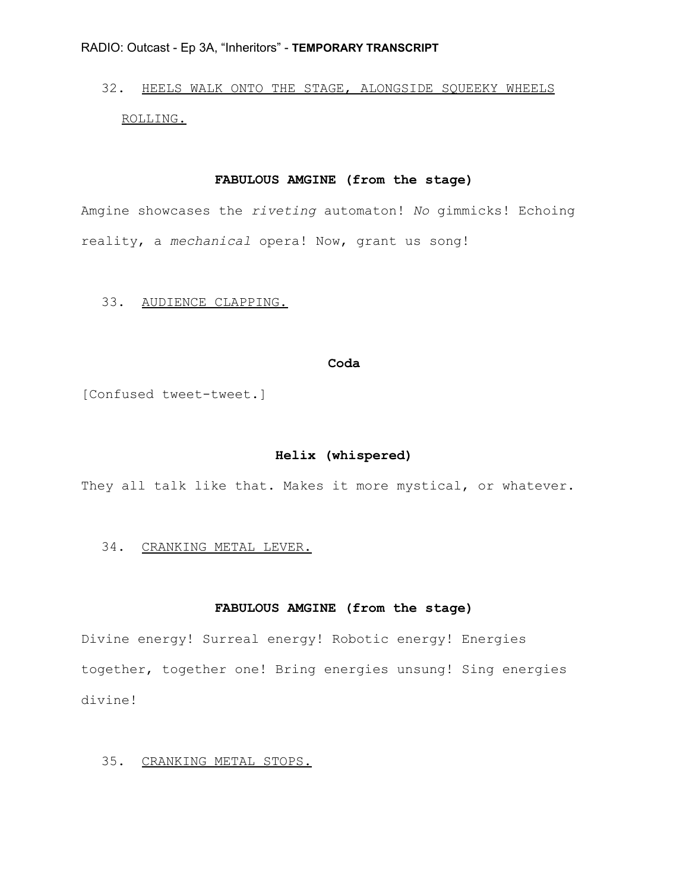32. <u>HEELS WALK ONTO THE STAGE, ALONGSIDE SQUEEKY WHEELS ROLLING.</u>

**FABULOUS AMGINE (from the stage)**

Amgine showcases the *riveting* automaton! *No* gimmicks! Echoing reality, a *mechanical* opera! Now, grant us song!

33. <u>AUDIENCE CLAPPING.</u>

**Coda**

[Confused tweet-tweet.]

**Helix (whispered)**

They all talk like that. Makes it more mystical, or whatever.

34. <u>CRANKING METAL LEVER.</u>

**FABULOUS AMGINE (from the stage)**

Divine energy! Surreal energy! Robotic energy! Energies together, together one! Bring energies unsung! Sing energies divine!

35. <u>CRANKING METAL STOPS.</u>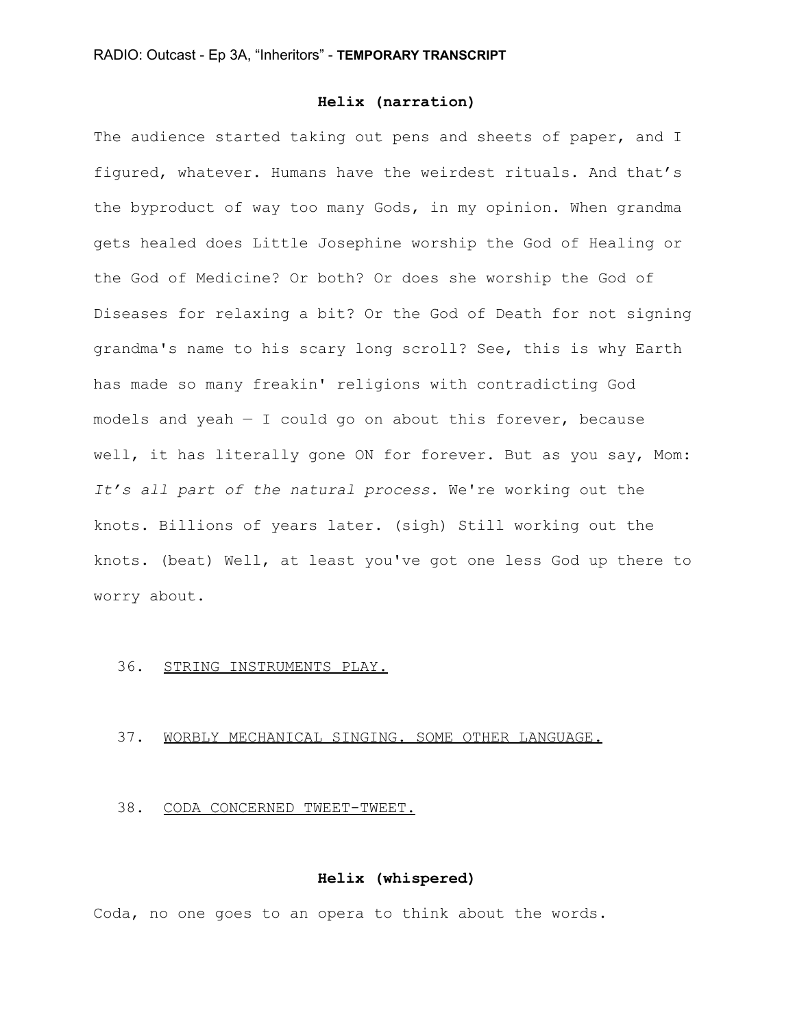**Helix (narration)**

The audience started taking out pens and sheets of paper, and I figured, whatever. Humans have the weirdest rituals. And that's the byproduct of way too many Gods, in my opinion. When grandma gets healed does Little Josephine worship the God of Healing or the God of Medicine? Or both? Or does she worship the God of Diseases for relaxing a bit? Or the God of Death for not signing grandma's name to his scary long scroll? See, this is why Earth has made so many freakin' religions with contradicting God models and yeah — I could go on about this forever, because well, it has literally gone ON for forever. But as you say, Mom: *It's all part of the natural process.* We're working out the knots. Billions of years later. (sigh) Still working out the knots. (beat) Well, at least you've got one less God up there to worry about.

36. <u>STRING INSTRUMENTS PLAY.</u>

37. <u>WORBLY MECHANICAL SINGING. SOME OTHER LANGUAGE.</u>

38. <u>CODA CONCERNED TWEET-TWEET.</u>

**Helix (whispered)**

Coda, no one goes to an opera to think about the words.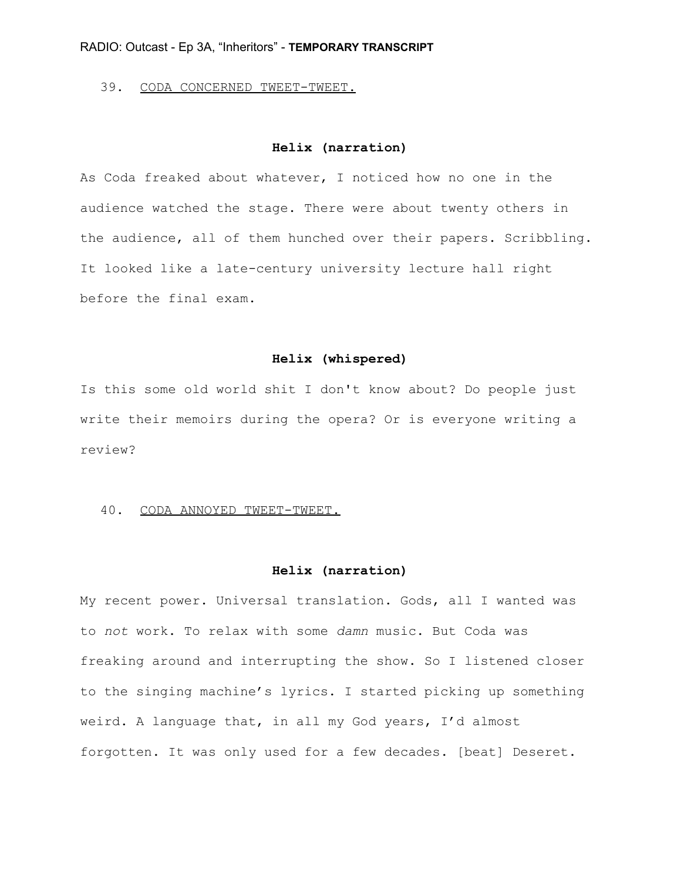39. <u>CODA CONCERNED TWEET-TWEET.</u>

**Helix (narration)**

As Coda freaked about whatever, I noticed how no one in the audience watched the stage. There were about twenty others in the audience, all of them hunched over their papers. Scribbling. It looked like a late-century university lecture hall right before the final exam.

**Helix (whispered)**

Is this some old world shit I don't know about? Do people just write their memoirs during the opera? Or is everyone writing a review?

40. <u>CODA ANNOYED TWEET-TWEET.</u>

**Helix (narration)**

My recent power. Universal translation. Gods, all I wanted was to *not* work. To relax with some *damn* music. But Coda was freaking around and interrupting the show. So I listened closer to the singing machine's lyrics. I started picking up something weird. A language that, in all my God years, I'd almost forgotten. It was only used for a few decades. [beat] Deseret.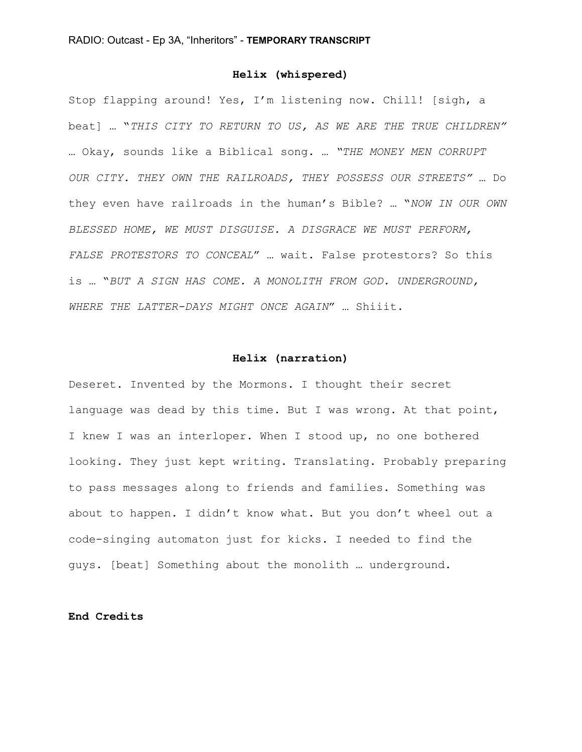**Helix (whispered)**

Stop flapping around! Yes, I'm listening now. Chill! [sigh, a beat] … "*THIS CITY TO RETURN TO US, AS WE ARE THE TRUE CHILDREN*" … Okay, sounds like a Biblical song. … "*THE MONEY MEN CORRUPT OUR CITY. THEY OWN THE RAILROADS, THEY POSSESS OUR STREETS*" … Do they even have railroads in the human's Bible? … "*NOW IN OUR OWN BLESSED HOME, WE MUST DISGUISE. A DISGRACE WE MUST PERFORM, FALSE PROTESTORS TO CONCEAL*" … wait. False protestors? So this is … "*BUT A SIGN HAS COME. A MONOLITH FROM GOD. UNDERGROUND, WHERE THE LATTER-DAYS MIGHT ONCE AGAIN*" … Shiiit.

**Helix (narration)**

Deseret. Invented by the Mormons. I thought their secret language was dead by this time. But I was wrong. At that point, I knew I was an interloper. When I stood up, no one bothered looking. They just kept writing. Translating. Probably preparing to pass messages along to friends and families. Something was about to happen. I didn't know what. But you don't wheel out a code-singing automaton just for kicks. I needed to find the guys. [beat] Something about the monolith … underground.

**End Credits**